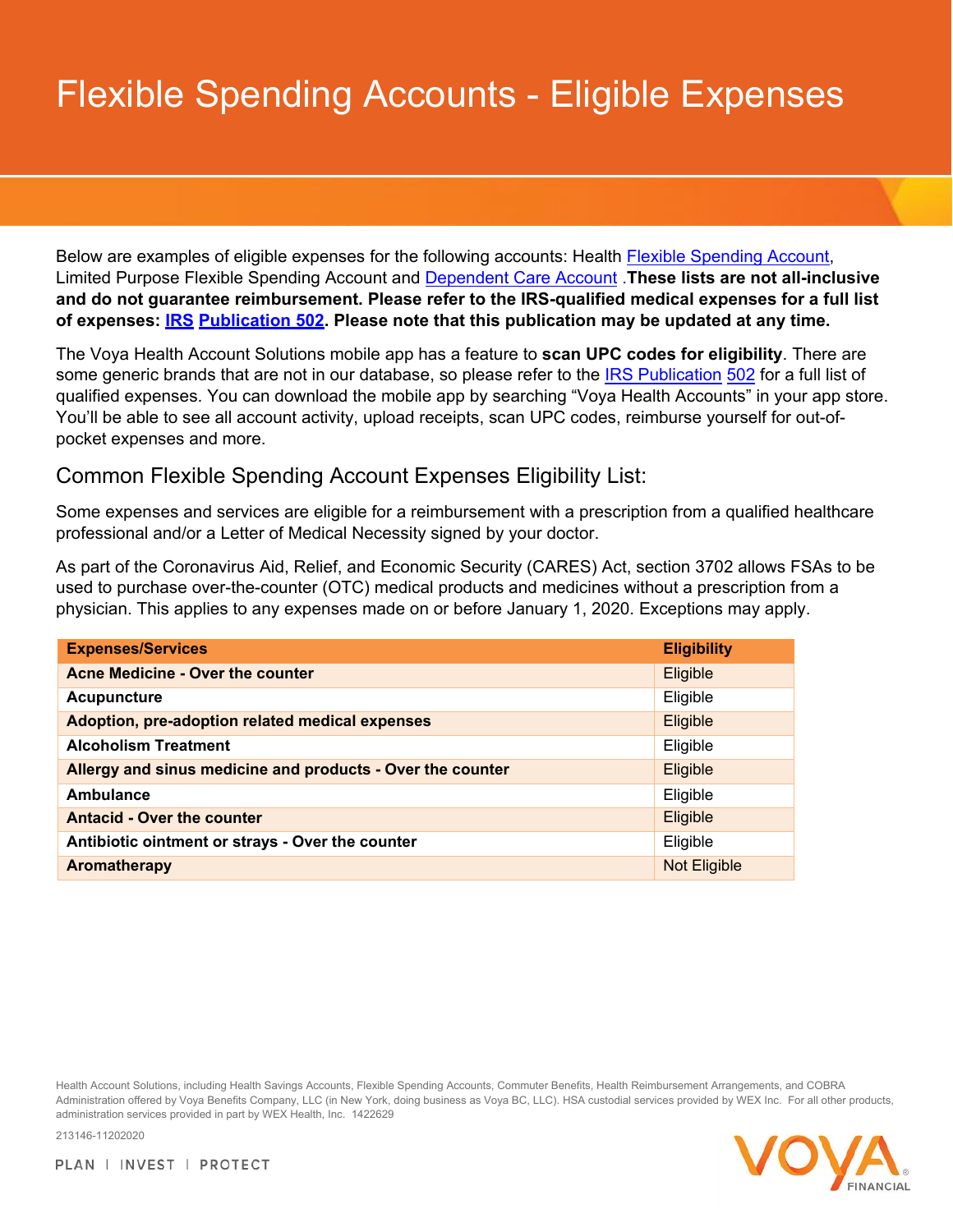# Flexible Spending Accounts - Eligible Expenses

Below are examples of eligible expenses for the following accounts: Health Flexible Spending Account, Limited Purpose Flexible Spending Account and Dependent Care Account .**These lists are not all-inclusive and do not guarantee reimbursement. Please refer to the IRS-qualified medical expenses for a full list of expenses: IRS Publication 502. Please note that this publication may be updated at any time.**

The Voya Health Account Solutions mobile app has a feature to **scan UPC codes for eligibility**. There are some generic brands that are not in our database, so please refer to the IRS Publication 502 for a full list of qualified expenses. You can download the mobile app by searching “Voya Health Accounts” in your app store. You’ll be able to see all account activity, upload receipts, scan UPC codes, reimburse yourself for out-of-pocket expenses and more.

## Common Flexible Spending Account Expenses Eligibility List:

Some expenses and services are eligible for a reimbursement with a prescription from a qualified healthcare professional and/or a Letter of Medical Necessity signed by your doctor.

As part of the Coronavirus Aid, Relief, and Economic Security (CARES) Act, section 3702 allows FSAs to be used to purchase over-the-counter (OTC) medical products and medicines without a prescription from a physician. This applies to any expenses made on or before January 1, 2020. Exceptions may apply.

| Expenses/Services | Eligibility |
|---|---|
| **Acne Medicine - Over the counter** | Eligible |
| **Acupuncture** | Eligible |
| **Adoption, pre-adoption related medical expenses** | Eligible |
| **Alcoholism Treatment** | Eligible |
| **Allergy and sinus medicine and products - Over the counter** | Eligible |
| **Ambulance** | Eligible |
| **Antacid - Over the counter** | Eligible |
| **Antibiotic ointment or strays - Over the counter** | Eligible |
| **Aromatherapy** | Not Eligible |

Health Account Solutions, including Health Savings Accounts, Flexible Spending Accounts, Commuter Benefits, Health Reimbursement Arrangements, and COBRA Administration offered by Voya Benefits Company, LLC (in New York, doing business as Voya BC, LLC). HSA custodial services provided by WEX Inc. For all other products, administration services provided in part by WEX Health, Inc. 1422629

213146-11202020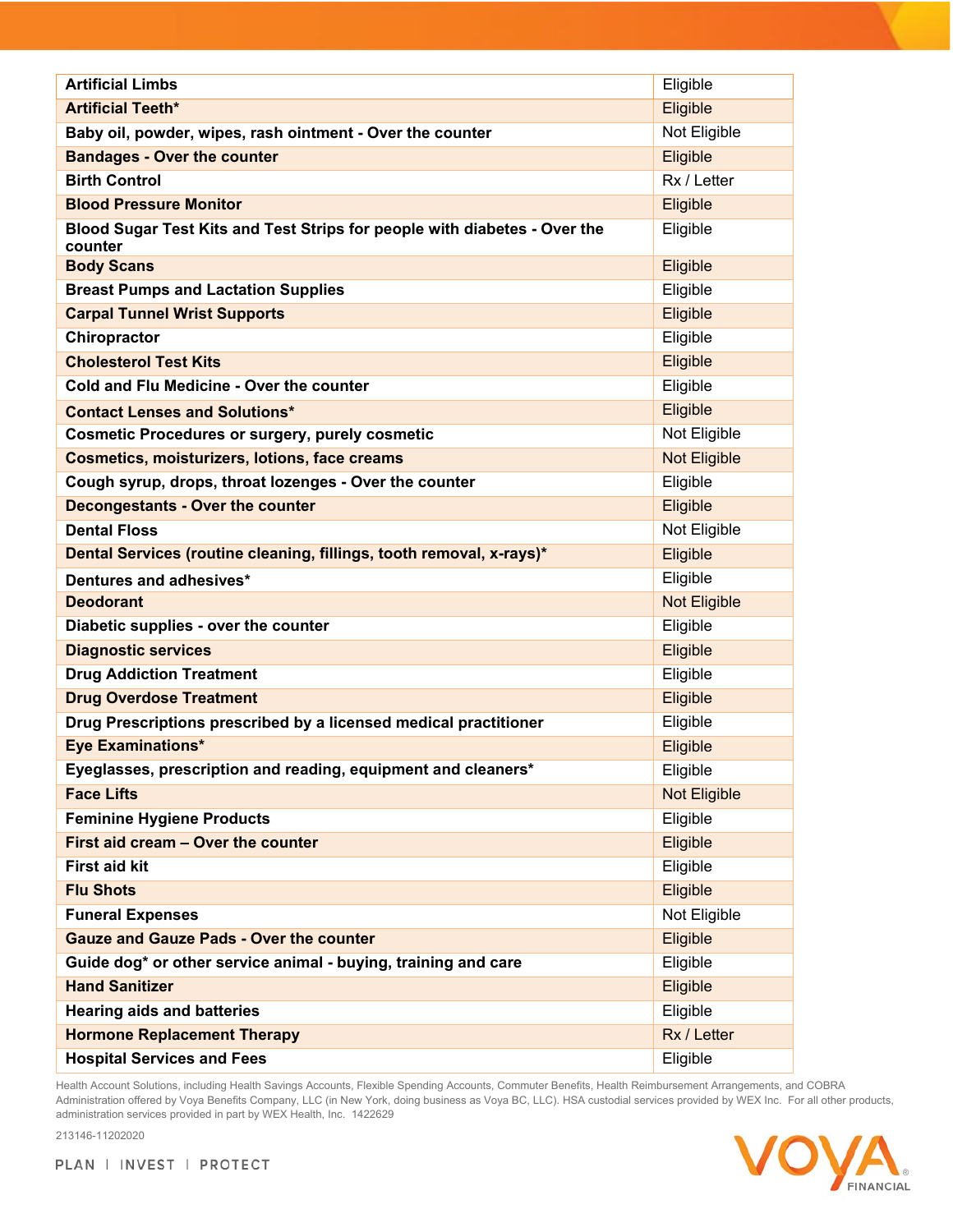| | |
|---|---|
| **Artificial Limbs** | Eligible |
| **Artificial Teeth*** | Eligible |
| **Baby oil, powder, wipes, rash ointment - Over the counter** | Not Eligible |
| **Bandages - Over the counter** | Eligible |
| **Birth Control** | Rx / Letter |
| **Blood Pressure Monitor** | Eligible |
| **Blood Sugar Test Kits and Test Strips for people with diabetes - Over the counter** | Eligible |
| **Body Scans** | Eligible |
| **Breast Pumps and Lactation Supplies** | Eligible |
| **Carpal Tunnel Wrist Supports** | Eligible |
| **Chiropractor** | Eligible |
| **Cholesterol Test Kits** | Eligible |
| **Cold and Flu Medicine - Over the counter** | Eligible |
| **Contact Lenses and Solutions*** | Eligible |
| **Cosmetic Procedures or surgery, purely cosmetic** | Not Eligible |
| **Cosmetics, moisturizers, lotions, face creams** | Not Eligible |
| **Cough syrup, drops, throat lozenges - Over the counter** | Eligible |
| **Decongestants - Over the counter** | Eligible |
| **Dental Floss** | Not Eligible |
| **Dental Services (routine cleaning, fillings, tooth removal, x-rays)*** | Eligible |
| **Dentures and adhesives*** | Eligible |
| **Deodorant** | Not Eligible |
| **Diabetic supplies - over the counter** | Eligible |
| **Diagnostic services** | Eligible |
| **Drug Addiction Treatment** | Eligible |
| **Drug Overdose Treatment** | Eligible |
| **Drug Prescriptions prescribed by a licensed medical practitioner** | Eligible |
| **Eye Examinations*** | Eligible |
| **Eyeglasses, prescription and reading, equipment and cleaners*** | Eligible |
| **Face Lifts** | Not Eligible |
| **Feminine Hygiene Products** | Eligible |
| **First aid cream – Over the counter** | Eligible |
| **First aid kit** | Eligible |
| **Flu Shots** | Eligible |
| **Funeral Expenses** | Not Eligible |
| **Gauze and Gauze Pads - Over the counter** | Eligible |
| **Guide dog* or other service animal - buying, training and care** | Eligible |
| **Hand Sanitizer** | Eligible |
| **Hearing aids and batteries** | Eligible |
| **Hormone Replacement Therapy** | Rx / Letter |
| **Hospital Services and Fees** | Eligible |

Health Account Solutions, including Health Savings Accounts, Flexible Spending Accounts, Commuter Benefits, Health Reimbursement Arrangements, and COBRA Administration offered by Voya Benefits Company, LLC (in New York, doing business as Voya BC, LLC). HSA custodial services provided by WEX Inc. For all other products, administration services provided in part by WEX Health, Inc. 1422629

213146-11202020

PLAN | INVEST | PROTECT

VOYA FINANCIAL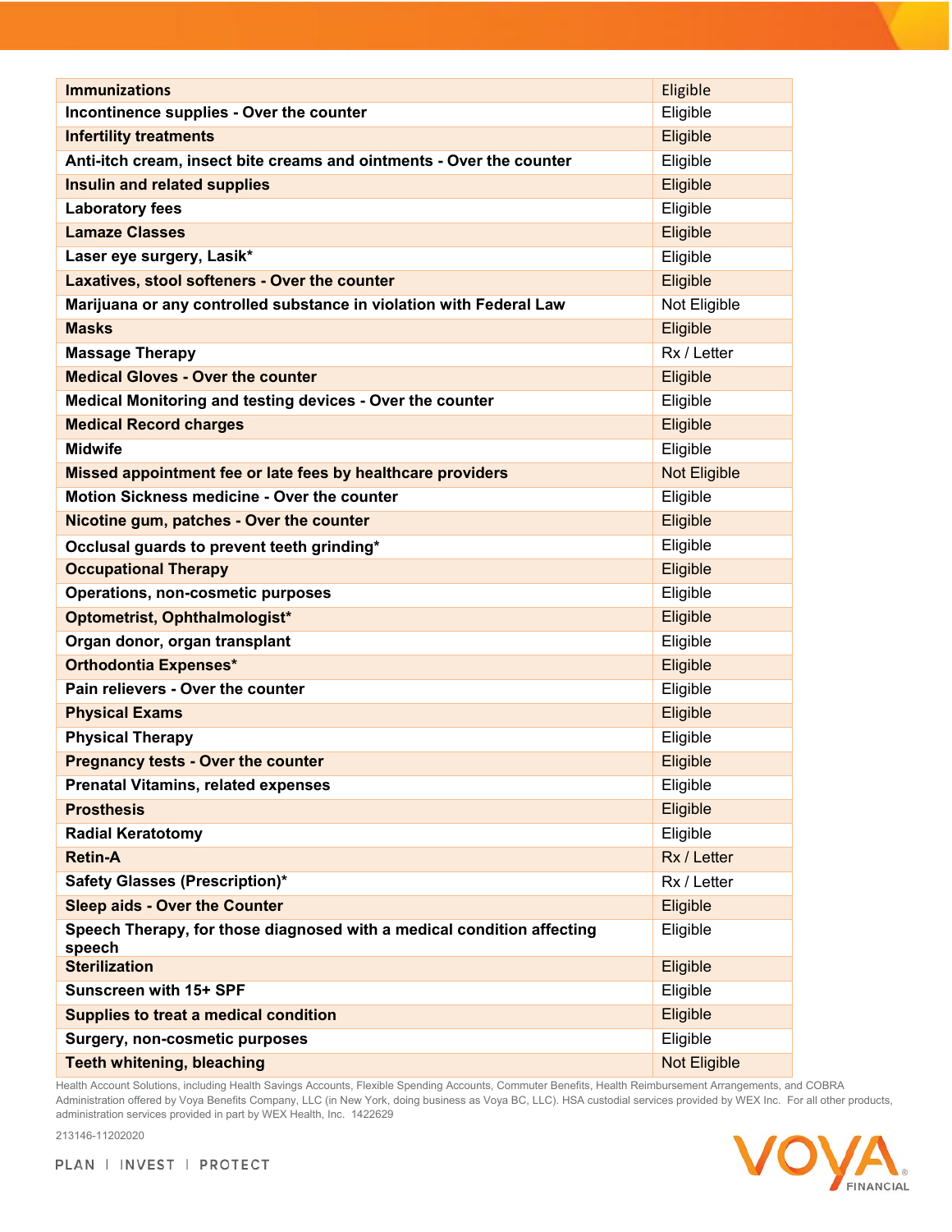| **Immunizations** | Eligible |
|---|---|
| **Incontinence supplies - Over the counter** | Eligible |
| **Infertility treatments** | Eligible |
| **Anti-itch cream, insect bite creams and ointments - Over the counter** | Eligible |
| **Insulin and related supplies** | Eligible |
| **Laboratory fees** | Eligible |
| **Lamaze Classes** | Eligible |
| **Laser eye surgery, Lasik*** | Eligible |
| **Laxatives, stool softeners - Over the counter** | Eligible |
| **Marijuana or any controlled substance in violation with Federal Law** | Not Eligible |
| **Masks** | Eligible |
| **Massage Therapy** | Rx / Letter |
| **Medical Gloves - Over the counter** | Eligible |
| **Medical Monitoring and testing devices - Over the counter** | Eligible |
| **Medical Record charges** | Eligible |
| **Midwife** | Eligible |
| **Missed appointment fee or late fees by healthcare providers** | Not Eligible |
| **Motion Sickness medicine - Over the counter** | Eligible |
| **Nicotine gum, patches - Over the counter** | Eligible |
| **Occlusal guards to prevent teeth grinding*** | Eligible |
| **Occupational Therapy** | Eligible |
| **Operations, non-cosmetic purposes** | Eligible |
| **Optometrist, Ophthalmologist*** | Eligible |
| **Organ donor, organ transplant** | Eligible |
| **Orthodontia Expenses*** | Eligible |
| **Pain relievers - Over the counter** | Eligible |
| **Physical Exams** | Eligible |
| **Physical Therapy** | Eligible |
| **Pregnancy tests - Over the counter** | Eligible |
| **Prenatal Vitamins, related expenses** | Eligible |
| **Prosthesis** | Eligible |
| **Radial Keratotomy** | Eligible |
| **Retin-A** | Rx / Letter |
| **Safety Glasses (Prescription)*** | Rx / Letter |
| **Sleep aids - Over the Counter** | Eligible |
| **Speech Therapy, for those diagnosed with a medical condition affecting speech** | Eligible |
| **Sterilization** | Eligible |
| **Sunscreen with 15+ SPF** | Eligible |
| **Supplies to treat a medical condition** | Eligible |
| **Surgery, non-cosmetic purposes** | Eligible |
| **Teeth whitening, bleaching** | Not Eligible |

Health Account Solutions, including Health Savings Accounts, Flexible Spending Accounts, Commuter Benefits, Health Reimbursement Arrangements, and COBRA Administration offered by Voya Benefits Company, LLC (in New York, doing business as Voya BC, LLC). HSA custodial services provided by WEX Inc. For all other products, administration services provided in part by WEX Health, Inc. 1422629

213146-11202020

PLAN | INVEST | PROTECT

VOYA FINANCIAL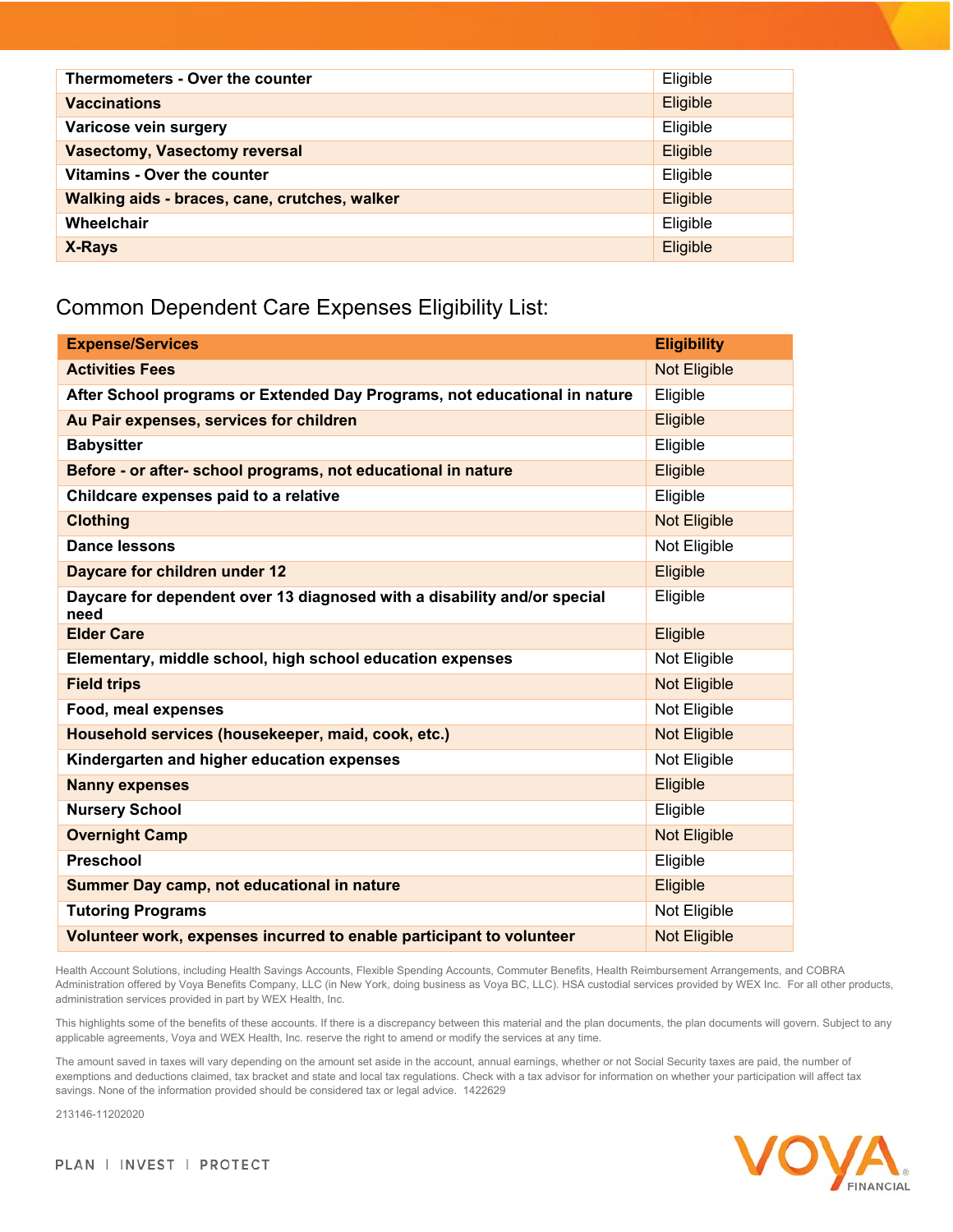| | |
|---|---|
| **Thermometers - Over the counter** | Eligible |
| **Vaccinations** | Eligible |
| **Varicose vein surgery** | Eligible |
| **Vasectomy, Vasectomy reversal** | Eligible |
| **Vitamins - Over the counter** | Eligible |
| **Walking aids - braces, cane, crutches, walker** | Eligible |
| **Wheelchair** | Eligible |
| **X-Rays** | Eligible |

## Common Dependent Care Expenses Eligibility List:

| Expense/Services | Eligibility |
|---|---|
| **Activities Fees** | Not Eligible |
| **After School programs or Extended Day Programs, not educational in nature** | Eligible |
| **Au Pair expenses, services for children** | Eligible |
| **Babysitter** | Eligible |
| **Before - or after- school programs, not educational in nature** | Eligible |
| **Childcare expenses paid to a relative** | Eligible |
| **Clothing** | Not Eligible |
| **Dance lessons** | Not Eligible |
| **Daycare for children under 12** | Eligible |
| **Daycare for dependent over 13 diagnosed with a disability and/or special need** | Eligible |
| **Elder Care** | Eligible |
| **Elementary, middle school, high school education expenses** | Not Eligible |
| **Field trips** | Not Eligible |
| **Food, meal expenses** | Not Eligible |
| **Household services (housekeeper, maid, cook, etc.)** | Not Eligible |
| **Kindergarten and higher education expenses** | Not Eligible |
| **Nanny expenses** | Eligible |
| **Nursery School** | Eligible |
| **Overnight Camp** | Not Eligible |
| **Preschool** | Eligible |
| **Summer Day camp, not educational in nature** | Eligible |
| **Tutoring Programs** | Not Eligible |
| **Volunteer work, expenses incurred to enable participant to volunteer** | Not Eligible |

Health Account Solutions, including Health Savings Accounts, Flexible Spending Accounts, Commuter Benefits, Health Reimbursement Arrangements, and COBRA Administration offered by Voya Benefits Company, LLC (in New York, doing business as Voya BC, LLC). HSA custodial services provided by WEX Inc. For all other products, administration services provided in part by WEX Health, Inc.

This highlights some of the benefits of these accounts. If there is a discrepancy between this material and the plan documents, the plan documents will govern. Subject to any applicable agreements, Voya and WEX Health, Inc. reserve the right to amend or modify the services at any time.

The amount saved in taxes will vary depending on the amount set aside in the account, annual earnings, whether or not Social Security taxes are paid, the number of exemptions and deductions claimed, tax bracket and state and local tax regulations. Check with a tax advisor for information on whether your participation will affect tax savings. None of the information provided should be considered tax or legal advice. 1422629

213146-11202020

PLAN | INVEST | PROTECT

VOYA FINANCIAL